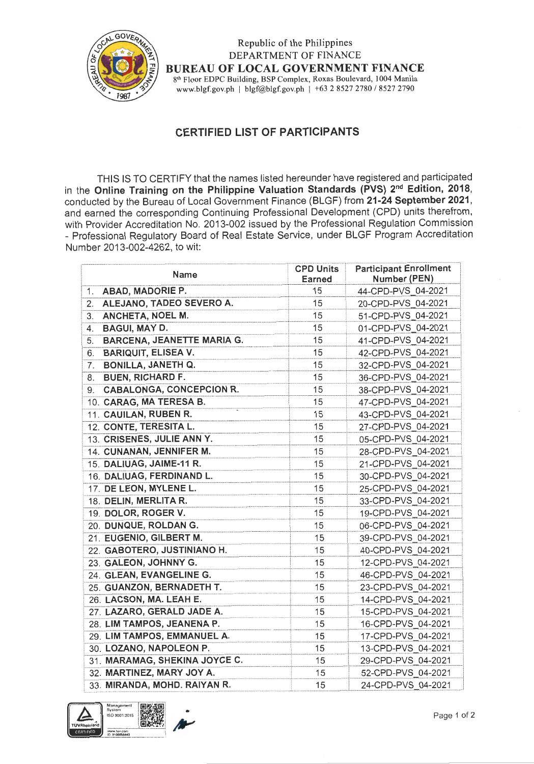Republic of the Philippines
DEPARTMENT OF FINANCE
**BUREAU OF LOCAL GOVERNMENT FINANCE**
8th Floor EDPC Building, BSP Complex, Roxas Boulevard, 1004 Manila
www.blgf.gov.ph | blgf@blgf.gov.ph | +63 2 8527 2780 / 8527 2790

## CERTIFIED LIST OF PARTICIPANTS

THIS IS TO CERTIFY that the names listed hereunder have registered and participated in the **Online Training on the Philippine Valuation Standards (PVS) 2nd Edition, 2018**, conducted by the Bureau of Local Government Finance (BLGF) from **21-24 September 2021**, and earned the corresponding Continuing Professional Development (CPD) units therefrom, with Provider Accreditation No. 2013-002 issued by the Professional Regulation Commission - Professional Regulatory Board of Real Estate Service, under BLGF Program Accreditation Number 2013-002-4262, to wit:

| Name | CPD Units Earned | Participant Enrollment Number (PEN) |
|---|---|---|
| 1. **ABAD, MADORIE P.** | 15 | 44-CPD-PVS_04-2021 |
| 2. **ALEJANO, TADEO SEVERO A.** | 15 | 20-CPD-PVS_04-2021 |
| 3. **ANCHETA, NOEL M.** | 15 | 51-CPD-PVS_04-2021 |
| 4. **BAGUI, MAY D.** | 15 | 01-CPD-PVS_04-2021 |
| 5. **BARCENA, JEANETTE MARIA G.** | 15 | 41-CPD-PVS_04-2021 |
| 6. **BARIQUIT, ELISEA V.** | 15 | 42-CPD-PVS_04-2021 |
| 7. **BONILLA, JANETH Q.** | 15 | 32-CPD-PVS_04-2021 |
| 8. **BUEN, RICHARD F.** | 15 | 36-CPD-PVS_04-2021 |
| 9. **CABALONGA, CONCEPCION R.** | 15 | 38-CPD-PVS_04-2021 |
| 10. **CARAG, MA TERESA B.** | 15 | 47-CPD-PVS_04-2021 |
| 11. **CAUILAN, RUBEN R.** | 15 | 43-CPD-PVS_04-2021 |
| 12. **CONTE, TERESITA L.** | 15 | 27-CPD-PVS_04-2021 |
| 13. **CRISENES, JULIE ANN Y.** | 15 | 05-CPD-PVS_04-2021 |
| 14. **CUNANAN, JENNIFER M.** | 15 | 28-CPD-PVS_04-2021 |
| 15. **DALIUAG, JAIME-11 R.** | 15 | 21-CPD-PVS_04-2021 |
| 16. **DALIUAG, FERDINAND L.** | 15 | 30-CPD-PVS_04-2021 |
| 17. **DE LEON, MYLENE L.** | 15 | 25-CPD-PVS_04-2021 |
| 18. **DELIN, MERLITA R.** | 15 | 33-CPD-PVS_04-2021 |
| 19. **DOLOR, ROGER V.** | 15 | 19-CPD-PVS_04-2021 |
| 20. **DUNQUE, ROLDAN G.** | 15 | 06-CPD-PVS_04-2021 |
| 21. **EUGENIO, GILBERT M.** | 15 | 39-CPD-PVS_04-2021 |
| 22. **GABOTERO, JUSTINIANO H.** | 15 | 40-CPD-PVS_04-2021 |
| 23. **GALEON, JOHNNY G.** | 15 | 12-CPD-PVS_04-2021 |
| 24. **GLEAN, EVANGELINE G.** | 15 | 46-CPD-PVS_04-2021 |
| 25. **GUANZON, BERNADETH T.** | 15 | 23-CPD-PVS_04-2021 |
| 26. **LACSON, MA. LEAH E.** | 15 | 14-CPD-PVS_04-2021 |
| 27. **LAZARO, GERALD JADE A.** | 15 | 15-CPD-PVS_04-2021 |
| 28. **LIM TAMPOS, JEANENA P.** | 15 | 16-CPD-PVS_04-2021 |
| 29. **LIM TAMPOS, EMMANUEL A.** | 15 | 17-CPD-PVS_04-2021 |
| 30. **LOZANO, NAPOLEON P.** | 15 | 13-CPD-PVS_04-2021 |
| 31. **MARAMAG, SHEKINA JOYCE C.** | 15 | 29-CPD-PVS_04-2021 |
| 32. **MARTINEZ, MARY JOY A.** | 15 | 52-CPD-PVS_04-2021 |
| 33. **MIRANDA, MOHD. RAIYAN R.** | 15 | 24-CPD-PVS_04-2021 |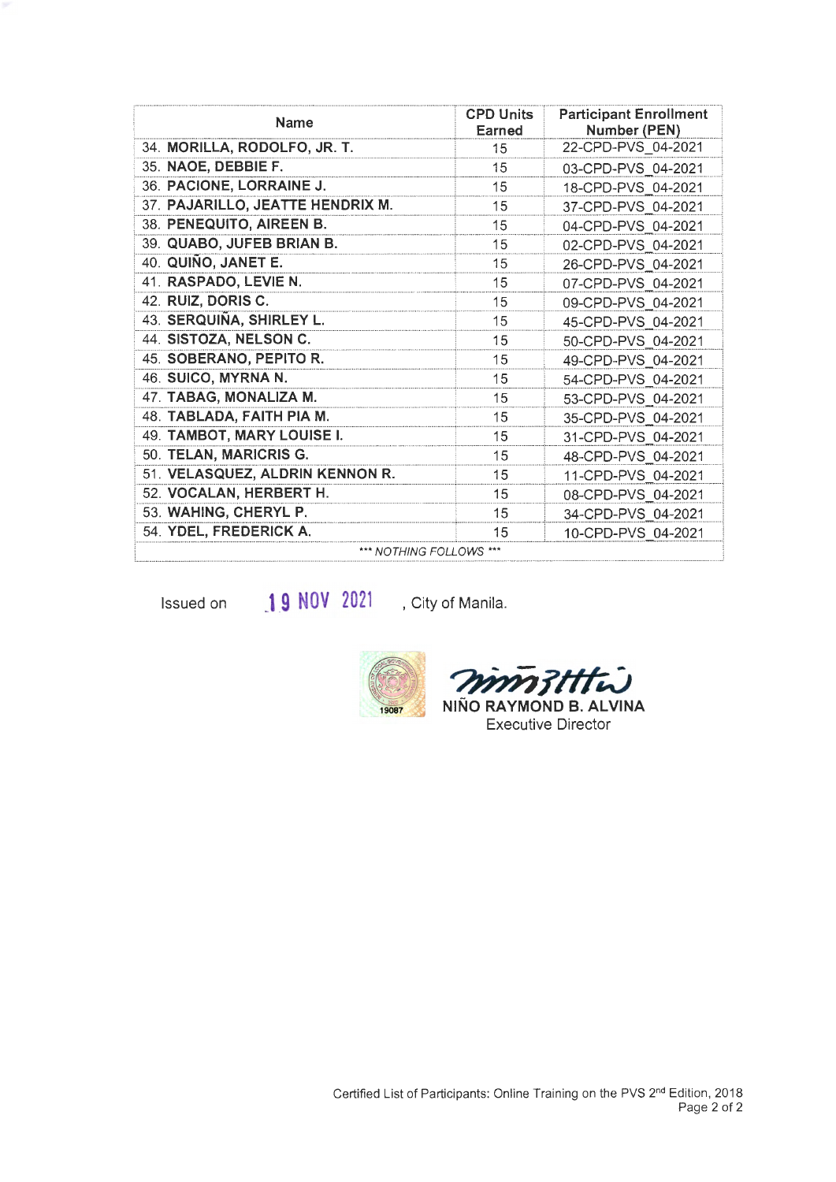| Name | CPD Units Earned | Participant Enrollment Number (PEN) |
|---|---|---|
| 34. **MORILLA, RODOLFO, JR. T.** | 15 | 22-CPD-PVS_04-2021 |
| 35. **NAOE, DEBBIE F.** | 15 | 03-CPD-PVS_04-2021 |
| 36. **PACIONE, LORRAINE J.** | 15 | 18-CPD-PVS_04-2021 |
| 37. **PAJARILLO, JEATTE HENDRIX M.** | 15 | 37-CPD-PVS_04-2021 |
| 38. **PENEQUITO, AIREEN B.** | 15 | 04-CPD-PVS_04-2021 |
| 39. **QUABO, JUFEB BRIAN B.** | 15 | 02-CPD-PVS_04-2021 |
| 40. **QUIÑO, JANET E.** | 15 | 26-CPD-PVS_04-2021 |
| 41. **RASPADO, LEVIE N.** | 15 | 07-CPD-PVS_04-2021 |
| 42. **RUIZ, DORIS C.** | 15 | 09-CPD-PVS_04-2021 |
| 43. **SERQUIÑA, SHIRLEY L.** | 15 | 45-CPD-PVS_04-2021 |
| 44. **SISTOZA, NELSON C.** | 15 | 50-CPD-PVS_04-2021 |
| 45. **SOBERANO, PEPITO R.** | 15 | 49-CPD-PVS_04-2021 |
| 46. **SUICO, MYRNA N.** | 15 | 54-CPD-PVS_04-2021 |
| 47. **TABAG, MONALIZA M.** | 15 | 53-CPD-PVS_04-2021 |
| 48. **TABLADA, FAITH PIA M.** | 15 | 35-CPD-PVS_04-2021 |
| 49. **TAMBOT, MARY LOUISE I.** | 15 | 31-CPD-PVS_04-2021 |
| 50. **TELAN, MARICRIS G.** | 15 | 48-CPD-PVS_04-2021 |
| 51. **VELASQUEZ, ALDRIN KENNON R.** | 15 | 11-CPD-PVS_04-2021 |
| 52. **VOCALAN, HERBERT H.** | 15 | 08-CPD-PVS_04-2021 |
| 53. **WAHING, CHERYL P.** | 15 | 34-CPD-PVS_04-2021 |
| 54. **YDEL, FREDERICK A.** | 15 | 10-CPD-PVS_04-2021 |
| *** *NOTHING FOLLOWS* *** | | |

Issued on 19 NOV 2021, City of Manila.

19087

**NIÑO RAYMOND B. ALVINA**
Executive Director

Certified List of Participants: Online Training on the PVS 2nd Edition, 2018